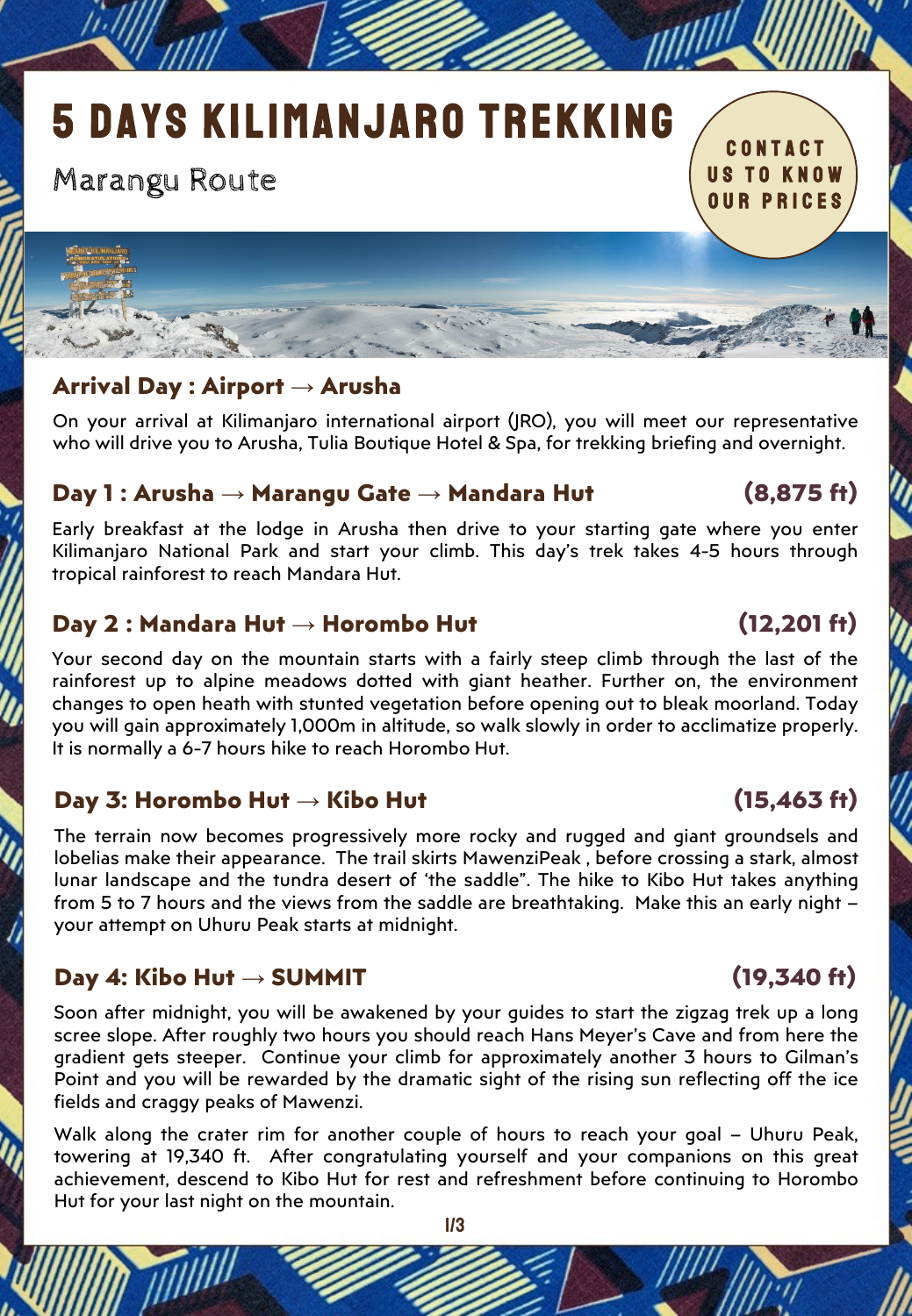# 5 DAYS KILIMANJARO TREKKING

Marangu Route

CONTACT US TO KNOW OUR PRICES

## Arrival Day : Airport → Arusha

On your arrival at Kilimanjaro international airport (JRO), you will meet our representative who will drive you to Arusha, Tulia Boutique Hotel & Spa, for trekking briefing and overnight.

## Day 1 : Arusha → Marangu Gate → Mandara Hut (8,875 ft)

Early breakfast at the lodge in Arusha then drive to your starting gate where you enter Kilimanjaro National Park and start your climb. This day's trek takes 4-5 hours through tropical rainforest to reach Mandara Hut.

## Day 2 : Mandara Hut → Horombo Hut (12,201 ft)

Your second day on the mountain starts with a fairly steep climb through the last of the rainforest up to alpine meadows dotted with giant heather. Further on, the environment changes to open heath with stunted vegetation before opening out to bleak moorland. Today you will gain approximately 1,000m in altitude, so walk slowly in order to acclimatize properly. It is normally a 6-7 hours hike to reach Horombo Hut.

## Day 3: Horombo Hut → Kibo Hut (15,463 ft)

The terrain now becomes progressively more rocky and rugged and giant groundsels and lobelias make their appearance. The trail skirts MawenziPeak , before crossing a stark, almost lunar landscape and the tundra desert of 'the saddle". The hike to Kibo Hut takes anything from 5 to 7 hours and the views from the saddle are breathtaking. Make this an early night – your attempt on Uhuru Peak starts at midnight.

## Day 4: Kibo Hut → SUMMIT (19,340 ft)

Soon after midnight, you will be awakened by your guides to start the zigzag trek up a long scree slope. After roughly two hours you should reach Hans Meyer's Cave and from here the gradient gets steeper. Continue your climb for approximately another 3 hours to Gilman's Point and you will be rewarded by the dramatic sight of the rising sun reflecting off the ice fields and craggy peaks of Mawenzi.

Walk along the crater rim for another couple of hours to reach your goal – Uhuru Peak, towering at 19,340 ft. After congratulating yourself and your companions on this great achievement, descend to Kibo Hut for rest and refreshment before continuing to Horombo Hut for your last night on the mountain.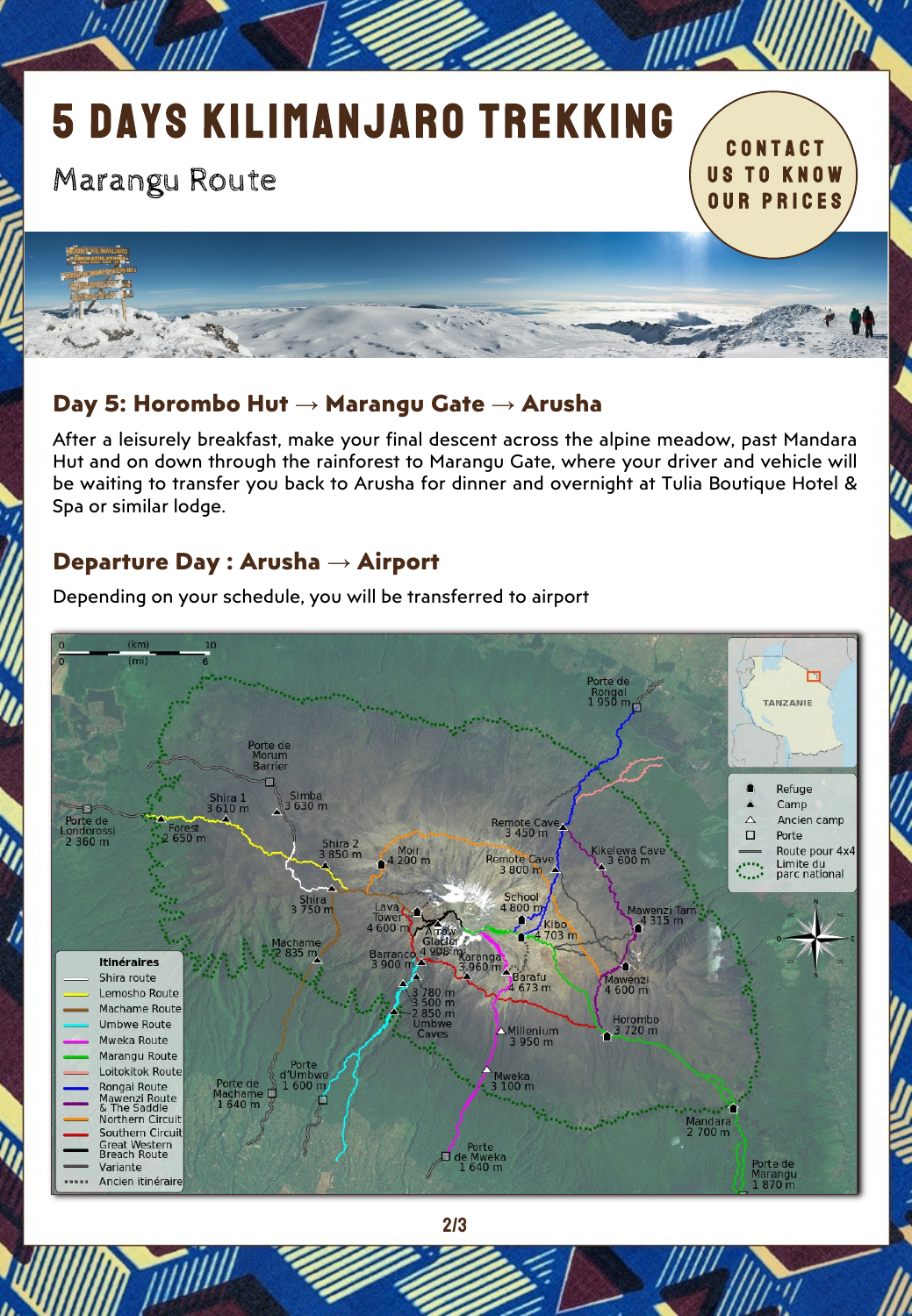# 5 DAYS KILIMANJARO TREKKING

Marangu Route

CONTACT US TO KNOW OUR PRICES

## Day 5: Horombo Hut → Marangu Gate → Arusha

After a leisurely breakfast, make your final descent across the alpine meadow, past Mandara Hut and on down through the rainforest to Marangu Gate, where your driver and vehicle will be waiting to transfer you back to Arusha for dinner and overnight at Tulia Boutique Hotel & Spa or similar lodge.

## Departure Day : Arusha → Airport

Depending on your schedule, you will be transferred to airport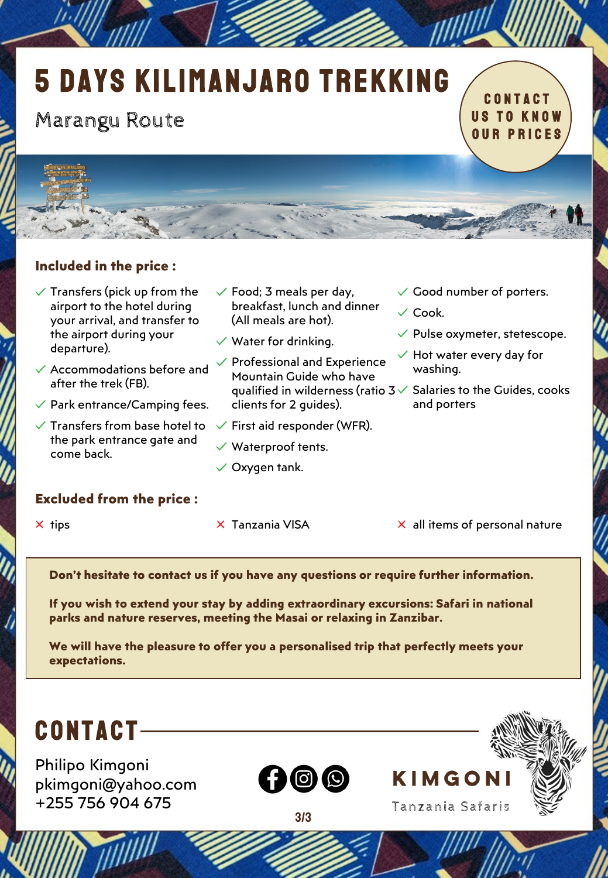# 5 DAYS KILIMANJARO TREKKING

## Marangu Route

**CONTACT US TO KNOW OUR PRICES**

### Included in the price :

- Transfers (pick up from the airport to the hotel during your arrival, and transfer to the airport during your departure).
- Accommodations before and after the trek (FB).
- Park entrance/Camping fees.
- Transfers from base hotel to the park entrance gate and come back.
- Food; 3 meals per day, breakfast, lunch and dinner (All meals are hot).
- Water for drinking.
- Professional and Experience Mountain Guide who have qualified in wilderness (ratio 3 clients for 2 guides).
- First aid responder (WFR).
- Waterproof tents.
- Oxygen tank.
- Good number of porters.
- Cook.
- Pulse oxymeter, stetescope.
- Hot water every day for washing.
- Salaries to the Guides, cooks and porters

### Excluded from the price :

- tips
- Tanzania VISA
- all items of personal nature

**Don't hesitate to contact us if you have any questions or require further information.**

**If you wish to extend your stay by adding extraordinary excursions: Safari in national parks and nature reserves, meeting the Masai or relaxing in Zanzibar.**

**We will have the pleasure to offer you a personalised trip that perfectly meets your expectations.**

## CONTACT

Philipo Kimgoni
pkimgoni@yahoo.com
+255 756 904 675

KIMGONI
Tanzania Safaris